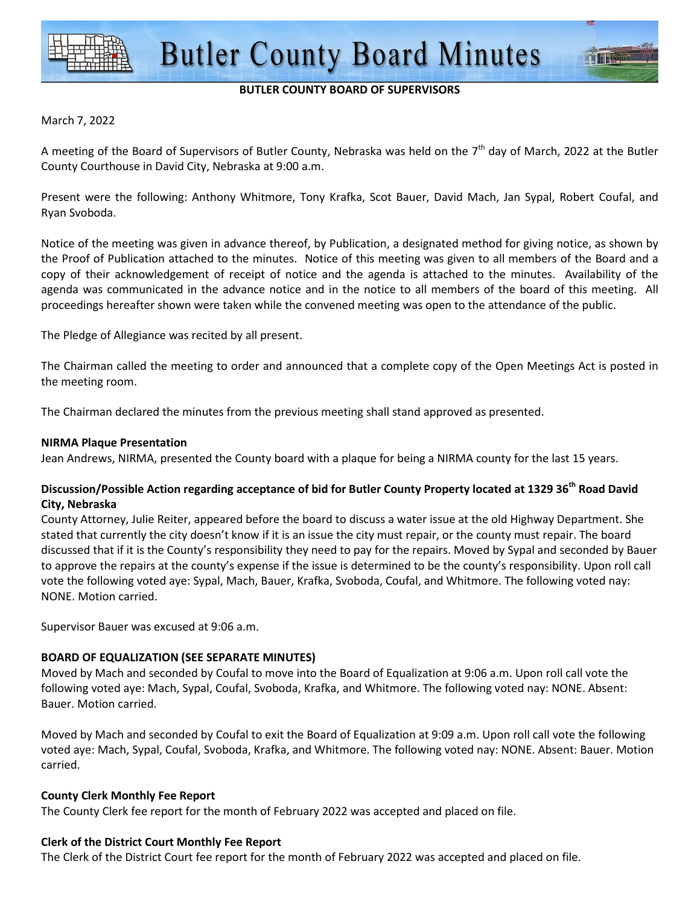# Butler County Board Minutes

**BUTLER COUNTY BOARD OF SUPERVISORS**

March 7, 2022

A meeting of the Board of Supervisors of Butler County, Nebraska was held on the 7th day of March, 2022 at the Butler County Courthouse in David City, Nebraska at 9:00 a.m.

Present were the following: Anthony Whitmore, Tony Krafka, Scot Bauer, David Mach, Jan Sypal, Robert Coufal, and Ryan Svoboda.

Notice of the meeting was given in advance thereof, by Publication, a designated method for giving notice, as shown by the Proof of Publication attached to the minutes. Notice of this meeting was given to all members of the Board and a copy of their acknowledgement of receipt of notice and the agenda is attached to the minutes. Availability of the agenda was communicated in the advance notice and in the notice to all members of the board of this meeting. All proceedings hereafter shown were taken while the convened meeting was open to the attendance of the public.

The Pledge of Allegiance was recited by all present.

The Chairman called the meeting to order and announced that a complete copy of the Open Meetings Act is posted in the meeting room.

The Chairman declared the minutes from the previous meeting shall stand approved as presented.

**NIRMA Plaque Presentation**

Jean Andrews, NIRMA, presented the County board with a plaque for being a NIRMA county for the last 15 years.

**Discussion/Possible Action regarding acceptance of bid for Butler County Property located at 1329 36th Road David City, Nebraska**

County Attorney, Julie Reiter, appeared before the board to discuss a water issue at the old Highway Department. She stated that currently the city doesn't know if it is an issue the city must repair, or the county must repair. The board discussed that if it is the County's responsibility they need to pay for the repairs. Moved by Sypal and seconded by Bauer to approve the repairs at the county's expense if the issue is determined to be the county's responsibility. Upon roll call vote the following voted aye: Sypal, Mach, Bauer, Krafka, Svoboda, Coufal, and Whitmore. The following voted nay: NONE. Motion carried.

Supervisor Bauer was excused at 9:06 a.m.

**BOARD OF EQUALIZATION (SEE SEPARATE MINUTES)**

Moved by Mach and seconded by Coufal to move into the Board of Equalization at 9:06 a.m. Upon roll call vote the following voted aye: Mach, Sypal, Coufal, Svoboda, Krafka, and Whitmore. The following voted nay: NONE. Absent: Bauer. Motion carried.

Moved by Mach and seconded by Coufal to exit the Board of Equalization at 9:09 a.m. Upon roll call vote the following voted aye: Mach, Sypal, Coufal, Svoboda, Krafka, and Whitmore. The following voted nay: NONE. Absent: Bauer. Motion carried.

**County Clerk Monthly Fee Report**

The County Clerk fee report for the month of February 2022 was accepted and placed on file.

**Clerk of the District Court Monthly Fee Report**

The Clerk of the District Court fee report for the month of February 2022 was accepted and placed on file.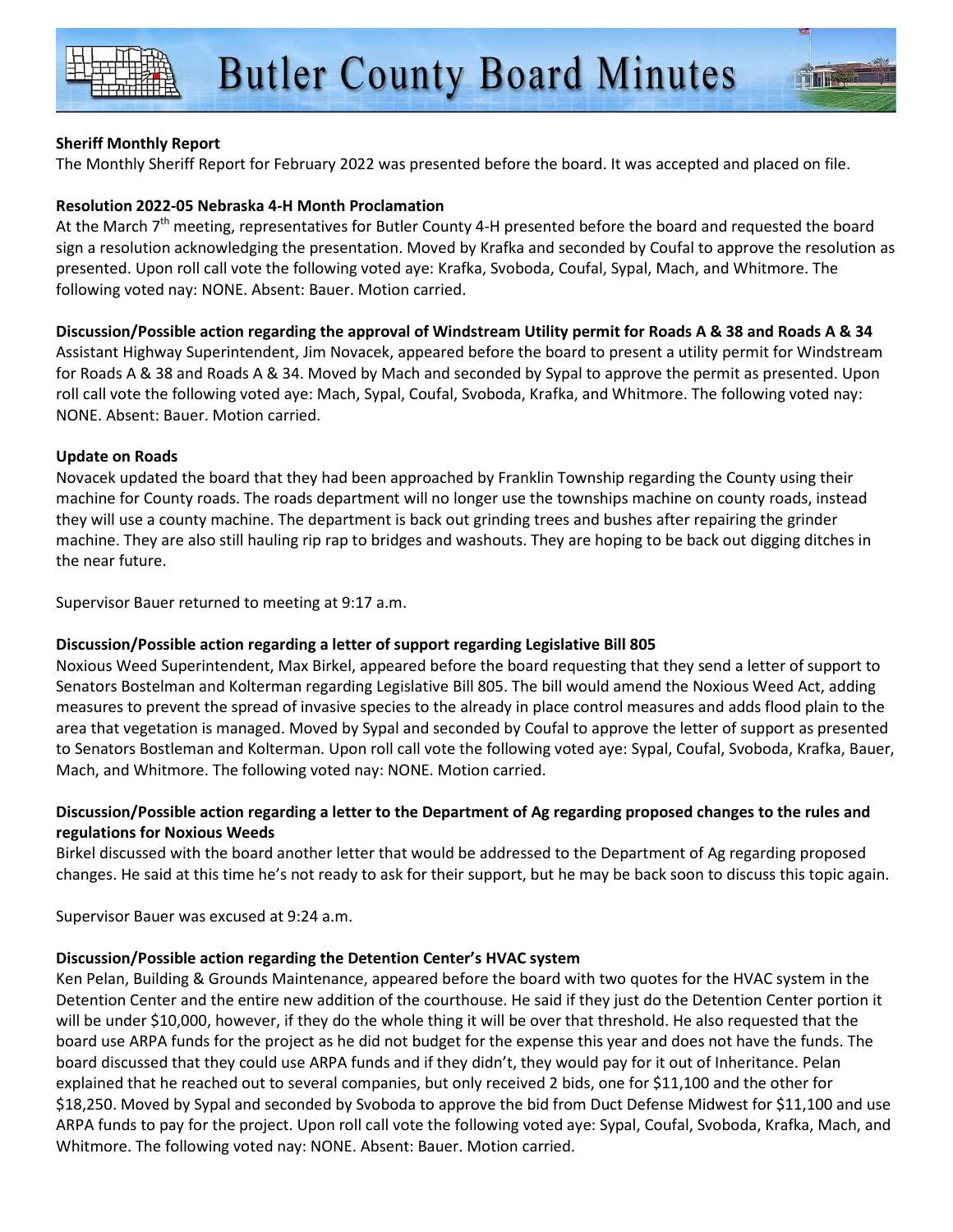**Sheriff Monthly Report**

The Monthly Sheriff Report for February 2022 was presented before the board. It was accepted and placed on file.

**Resolution 2022-05 Nebraska 4-H Month Proclamation**

At the March 7th meeting, representatives for Butler County 4-H presented before the board and requested the board sign a resolution acknowledging the presentation. Moved by Krafka and seconded by Coufal to approve the resolution as presented. Upon roll call vote the following voted aye: Krafka, Svoboda, Coufal, Sypal, Mach, and Whitmore. The following voted nay: NONE. Absent: Bauer. Motion carried.

**Discussion/Possible action regarding the approval of Windstream Utility permit for Roads A & 38 and Roads A & 34**

Assistant Highway Superintendent, Jim Novacek, appeared before the board to present a utility permit for Windstream for Roads A & 38 and Roads A & 34. Moved by Mach and seconded by Sypal to approve the permit as presented. Upon roll call vote the following voted aye: Mach, Sypal, Coufal, Svoboda, Krafka, and Whitmore. The following voted nay: NONE. Absent: Bauer. Motion carried.

**Update on Roads**

Novacek updated the board that they had been approached by Franklin Township regarding the County using their machine for County roads. The roads department will no longer use the townships machine on county roads, instead they will use a county machine. The department is back out grinding trees and bushes after repairing the grinder machine. They are also still hauling rip rap to bridges and washouts. They are hoping to be back out digging ditches in the near future.

Supervisor Bauer returned to meeting at 9:17 a.m.

**Discussion/Possible action regarding a letter of support regarding Legislative Bill 805**

Noxious Weed Superintendent, Max Birkel, appeared before the board requesting that they send a letter of support to Senators Bostelman and Kolterman regarding Legislative Bill 805. The bill would amend the Noxious Weed Act, adding measures to prevent the spread of invasive species to the already in place control measures and adds flood plain to the area that vegetation is managed. Moved by Sypal and seconded by Coufal to approve the letter of support as presented to Senators Bostleman and Kolterman. Upon roll call vote the following voted aye: Sypal, Coufal, Svoboda, Krafka, Bauer, Mach, and Whitmore. The following voted nay: NONE. Motion carried.

**Discussion/Possible action regarding a letter to the Department of Ag regarding proposed changes to the rules and regulations for Noxious Weeds**

Birkel discussed with the board another letter that would be addressed to the Department of Ag regarding proposed changes. He said at this time he's not ready to ask for their support, but he may be back soon to discuss this topic again.

Supervisor Bauer was excused at 9:24 a.m.

**Discussion/Possible action regarding the Detention Center's HVAC system**

Ken Pelan, Building & Grounds Maintenance, appeared before the board with two quotes for the HVAC system in the Detention Center and the entire new addition of the courthouse. He said if they just do the Detention Center portion it will be under $10,000, however, if they do the whole thing it will be over that threshold. He also requested that the board use ARPA funds for the project as he did not budget for the expense this year and does not have the funds. The board discussed that they could use ARPA funds and if they didn't, they would pay for it out of Inheritance. Pelan explained that he reached out to several companies, but only received 2 bids, one for $11,100 and the other for $18,250. Moved by Sypal and seconded by Svoboda to approve the bid from Duct Defense Midwest for $11,100 and use ARPA funds to pay for the project. Upon roll call vote the following voted aye: Sypal, Coufal, Svoboda, Krafka, Mach, and Whitmore. The following voted nay: NONE. Absent: Bauer. Motion carried.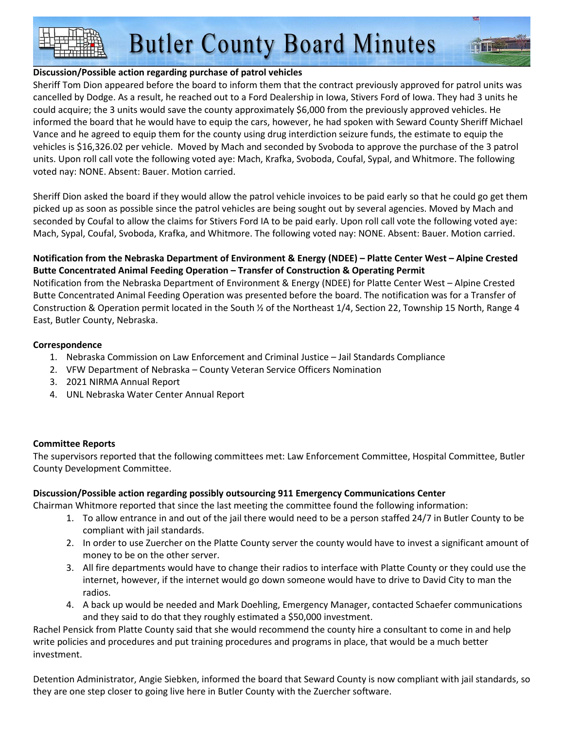**Discussion/Possible action regarding purchase of patrol vehicles**

Sheriff Tom Dion appeared before the board to inform them that the contract previously approved for patrol units was cancelled by Dodge. As a result, he reached out to a Ford Dealership in Iowa, Stivers Ford of Iowa. They had 3 units he could acquire; the 3 units would save the county approximately $6,000 from the previously approved vehicles. He informed the board that he would have to equip the cars, however, he had spoken with Seward County Sheriff Michael Vance and he agreed to equip them for the county using drug interdiction seizure funds, the estimate to equip the vehicles is $16,326.02 per vehicle. Moved by Mach and seconded by Svoboda to approve the purchase of the 3 patrol units. Upon roll call vote the following voted aye: Mach, Krafka, Svoboda, Coufal, Sypal, and Whitmore. The following voted nay: NONE. Absent: Bauer. Motion carried.

Sheriff Dion asked the board if they would allow the patrol vehicle invoices to be paid early so that he could go get them picked up as soon as possible since the patrol vehicles are being sought out by several agencies. Moved by Mach and seconded by Coufal to allow the claims for Stivers Ford IA to be paid early. Upon roll call vote the following voted aye: Mach, Sypal, Coufal, Svoboda, Krafka, and Whitmore. The following voted nay: NONE. Absent: Bauer. Motion carried.

**Notification from the Nebraska Department of Environment & Energy (NDEE) – Platte Center West – Alpine Crested Butte Concentrated Animal Feeding Operation – Transfer of Construction & Operating Permit**

Notification from the Nebraska Department of Environment & Energy (NDEE) for Platte Center West – Alpine Crested Butte Concentrated Animal Feeding Operation was presented before the board. The notification was for a Transfer of Construction & Operation permit located in the South ½ of the Northeast 1/4, Section 22, Township 15 North, Range 4 East, Butler County, Nebraska.

**Correspondence**

1. Nebraska Commission on Law Enforcement and Criminal Justice – Jail Standards Compliance
2. VFW Department of Nebraska – County Veteran Service Officers Nomination
3. 2021 NIRMA Annual Report
4. UNL Nebraska Water Center Annual Report

**Committee Reports**

The supervisors reported that the following committees met: Law Enforcement Committee, Hospital Committee, Butler County Development Committee.

**Discussion/Possible action regarding possibly outsourcing 911 Emergency Communications Center**

Chairman Whitmore reported that since the last meeting the committee found the following information:

1. To allow entrance in and out of the jail there would need to be a person staffed 24/7 in Butler County to be compliant with jail standards.
2. In order to use Zuercher on the Platte County server the county would have to invest a significant amount of money to be on the other server.
3. All fire departments would have to change their radios to interface with Platte County or they could use the internet, however, if the internet would go down someone would have to drive to David City to man the radios.
4. A back up would be needed and Mark Doehling, Emergency Manager, contacted Schaefer communications and they said to do that they roughly estimated a $50,000 investment.

Rachel Pensick from Platte County said that she would recommend the county hire a consultant to come in and help write policies and procedures and put training procedures and programs in place, that would be a much better investment.

Detention Administrator, Angie Siebken, informed the board that Seward County is now compliant with jail standards, so they are one step closer to going live here in Butler County with the Zuercher software.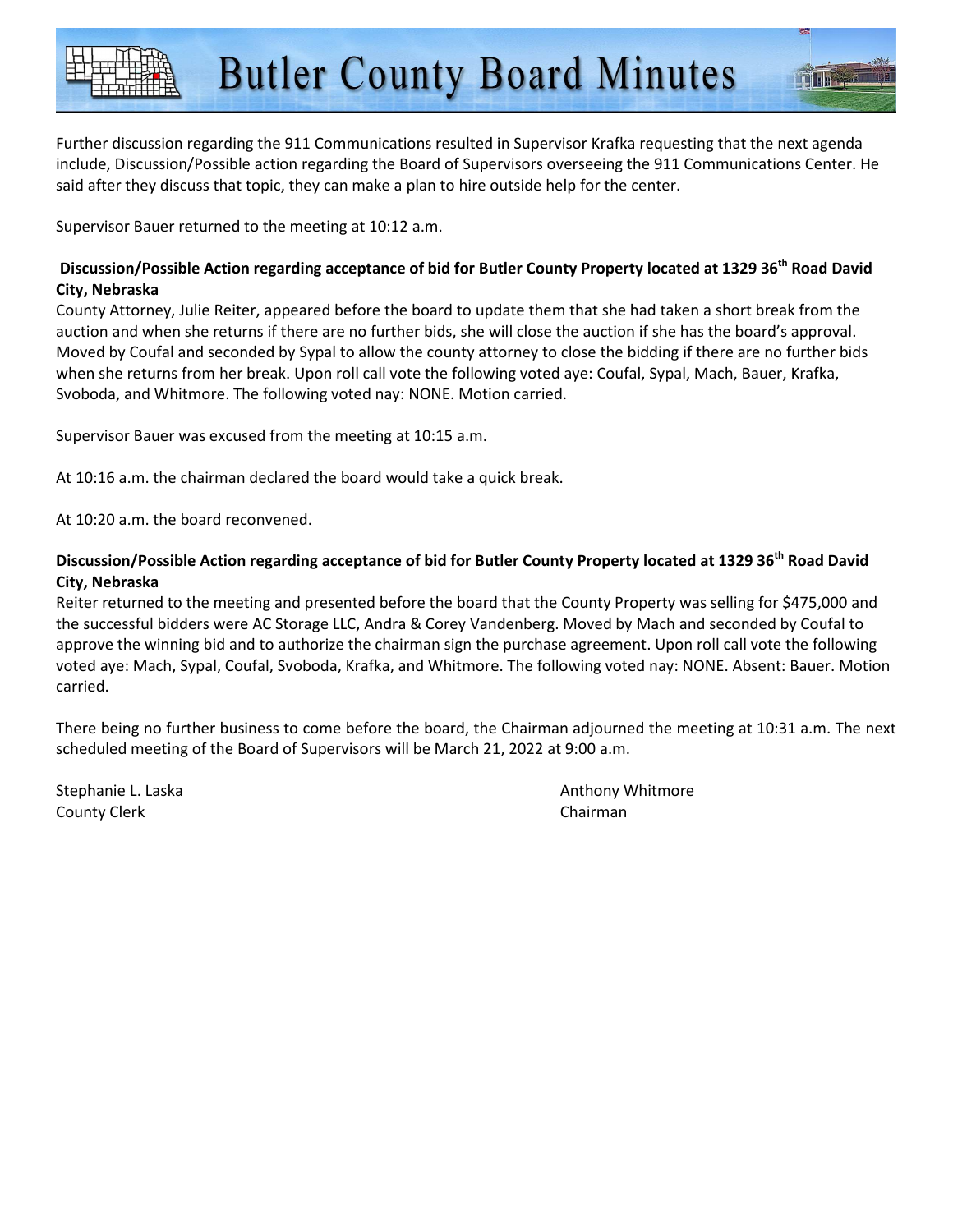Further discussion regarding the 911 Communications resulted in Supervisor Krafka requesting that the next agenda include, Discussion/Possible action regarding the Board of Supervisors overseeing the 911 Communications Center. He said after they discuss that topic, they can make a plan to hire outside help for the center.

Supervisor Bauer returned to the meeting at 10:12 a.m.

**Discussion/Possible Action regarding acceptance of bid for Butler County Property located at 1329 36th Road David City, Nebraska**

County Attorney, Julie Reiter, appeared before the board to update them that she had taken a short break from the auction and when she returns if there are no further bids, she will close the auction if she has the board's approval. Moved by Coufal and seconded by Sypal to allow the county attorney to close the bidding if there are no further bids when she returns from her break. Upon roll call vote the following voted aye: Coufal, Sypal, Mach, Bauer, Krafka, Svoboda, and Whitmore. The following voted nay: NONE. Motion carried.

Supervisor Bauer was excused from the meeting at 10:15 a.m.

At 10:16 a.m. the chairman declared the board would take a quick break.

At 10:20 a.m. the board reconvened.

**Discussion/Possible Action regarding acceptance of bid for Butler County Property located at 1329 36th Road David City, Nebraska**

Reiter returned to the meeting and presented before the board that the County Property was selling for $475,000 and the successful bidders were AC Storage LLC, Andra & Corey Vandenberg. Moved by Mach and seconded by Coufal to approve the winning bid and to authorize the chairman sign the purchase agreement. Upon roll call vote the following voted aye: Mach, Sypal, Coufal, Svoboda, Krafka, and Whitmore. The following voted nay: NONE. Absent: Bauer. Motion carried.

There being no further business to come before the board, the Chairman adjourned the meeting at 10:31 a.m. The next scheduled meeting of the Board of Supervisors will be March 21, 2022 at 9:00 a.m.

Stephanie L. Laska
County Clerk

Anthony Whitmore
Chairman